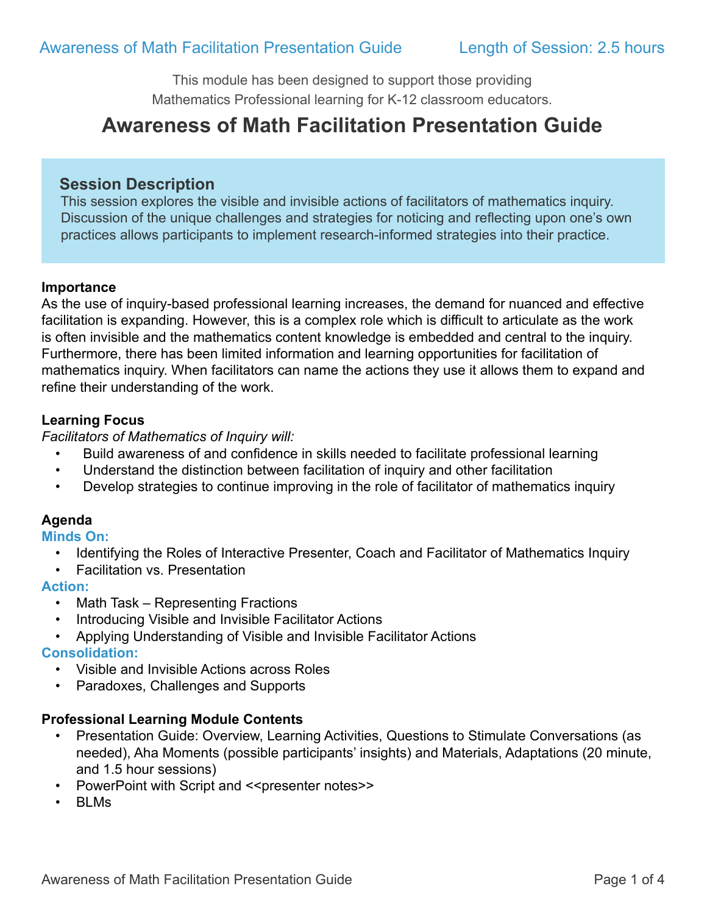This module has been designed to support those providing
Mathematics Professional learning for K-12 classroom educators.

# Awareness of Math Facilitation Presentation Guide

## Session Description

This session explores the visible and invisible actions of facilitators of mathematics inquiry. Discussion of the unique challenges and strategies for noticing and reflecting upon one's own practices allows participants to implement research-informed strategies into their practice.

### Importance

As the use of inquiry-based professional learning increases, the demand for nuanced and effective facilitation is expanding. However, this is a complex role which is difficult to articulate as the work is often invisible and the mathematics content knowledge is embedded and central to the inquiry. Furthermore, there has been limited information and learning opportunities for facilitation of mathematics inquiry. When facilitators can name the actions they use it allows them to expand and refine their understanding of the work.

### Learning Focus

*Facilitators of Mathematics of Inquiry will:*

- Build awareness of and confidence in skills needed to facilitate professional learning
- Understand the distinction between facilitation of inquiry and other facilitation
- Develop strategies to continue improving in the role of facilitator of mathematics inquiry

### Agenda

**Minds On:**

- Identifying the Roles of Interactive Presenter, Coach and Facilitator of Mathematics Inquiry
- Facilitation vs. Presentation

**Action:**

- Math Task – Representing Fractions
- Introducing Visible and Invisible Facilitator Actions
- Applying Understanding of Visible and Invisible Facilitator Actions

**Consolidation:**

- Visible and Invisible Actions across Roles
- Paradoxes, Challenges and Supports

### Professional Learning Module Contents

- Presentation Guide: Overview, Learning Activities, Questions to Stimulate Conversations (as needed), Aha Moments (possible participants' insights) and Materials, Adaptations (20 minute, and 1.5 hour sessions)
- PowerPoint with Script and <<presenter notes>>
- BLMs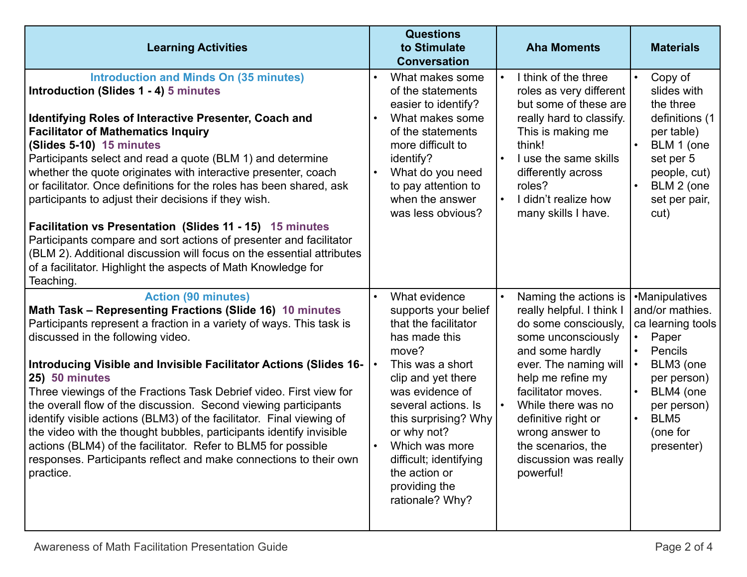| Learning Activities | Questions to Stimulate Conversation | Aha Moments | Materials |
|---|---|---|---|
| **Introduction and Minds On (35 minutes)**<br>**Introduction (Slides 1 - 4)** **5 minutes**<br><br>**Identifying Roles of Interactive Presenter, Coach and Facilitator of Mathematics Inquiry (Slides 5-10)** **15 minutes**<br>Participants select and read a quote (BLM 1) and determine whether the quote originates with interactive presenter, coach or facilitator. Once definitions for the roles has been shared, ask participants to adjust their decisions if they wish.<br><br>**Facilitation vs Presentation (Slides 11 - 15)** **15 minutes**<br>Participants compare and sort actions of presenter and facilitator (BLM 2). Additional discussion will focus on the essential attributes of a facilitator. Highlight the aspects of Math Knowledge for Teaching. | • What makes some of the statements easier to identify?<br>• What makes some of the statements more difficult to identify?<br>• What do you need to pay attention to when the answer was less obvious? | • I think of the three roles as very different but some of these are really hard to classify. This is making me think!<br>• I use the same skills differently across roles?<br>• I didn't realize how many skills I have. | • Copy of slides with the three definitions (1 per table)<br>• BLM 1 (one set per 5 people, cut)<br>• BLM 2 (one set per pair, cut) |
| **Action (90 minutes)**<br>**Math Task – Representing Fractions (Slide 16)** **10 minutes**<br>Participants represent a fraction in a variety of ways. This task is discussed in the following video.<br><br>**Introducing Visible and Invisible Facilitator Actions (Slides 16-25)** **50 minutes**<br>Three viewings of the Fractions Task Debrief video. First view for the overall flow of the discussion. Second viewing participants identify visible actions (BLM3) of the facilitator. Final viewing of the video with the thought bubbles, participants identify invisible actions (BLM4) of the facilitator. Refer to BLM5 for possible responses. Participants reflect and make connections to their own practice. | • What evidence supports your belief that the facilitator has made this move?<br>• This was a short clip and yet there was evidence of several actions. Is this surprising? Why or why not?<br>• Which was more difficult; identifying the action or providing the rationale? Why? | • Naming the actions is really helpful. I think I do some consciously, some unconsciously and some hardly ever. The naming will help me refine my facilitator moves.<br>• While there was no definitive right or wrong answer to the scenarios, the discussion was really powerful! | • Manipulatives and/or mathies.ca learning tools<br>• Paper<br>• Pencils<br>• BLM3 (one per person)<br>• BLM4 (one per person)<br>• BLM5 (one for presenter) |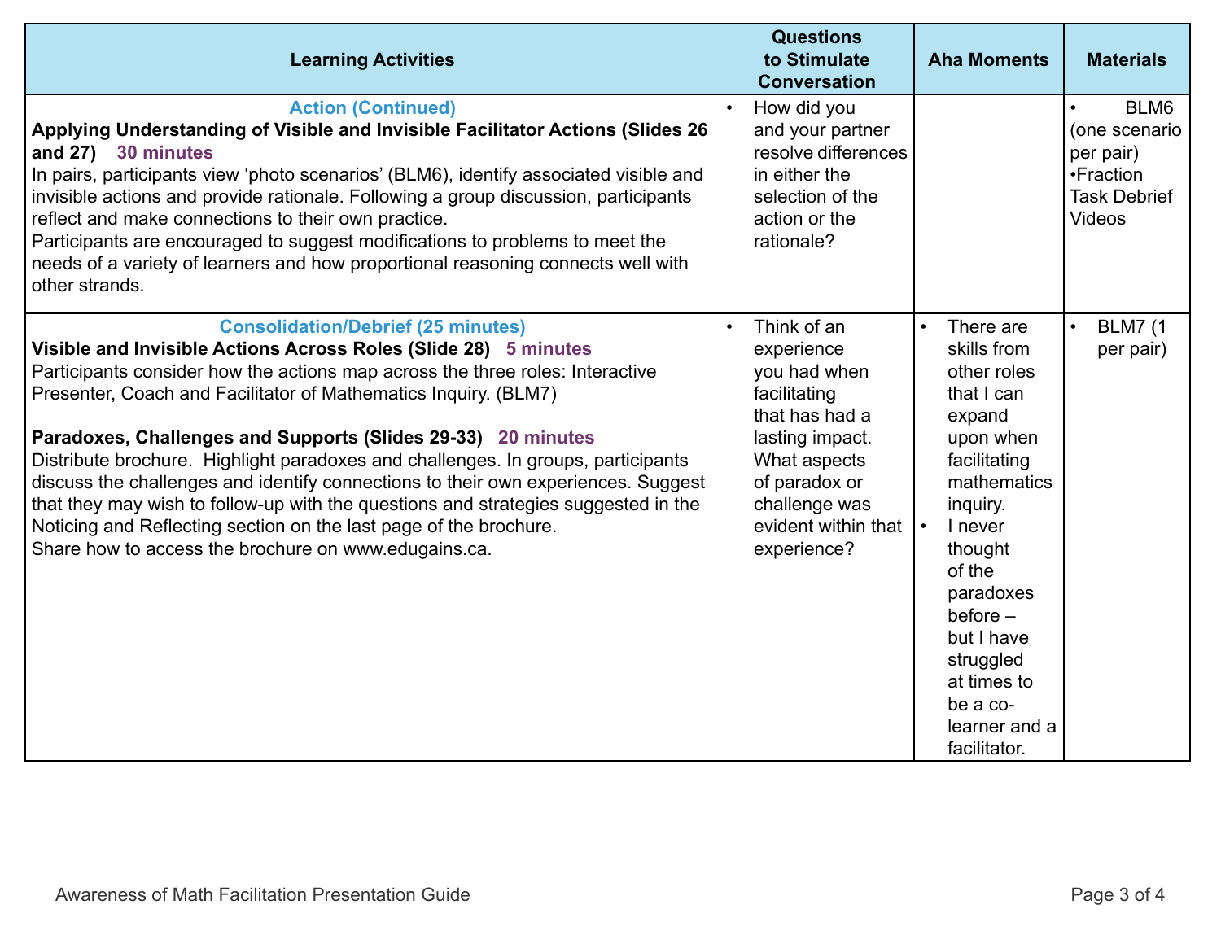| Learning Activities | Questions to Stimulate Conversation | Aha Moments | Materials |
|---|---|---|---|
| **Action (Continued)**<br>**Applying Understanding of Visible and Invisible Facilitator Actions (Slides 26 and 27)** **30 minutes**<br>In pairs, participants view 'photo scenarios' (BLM6), identify associated visible and invisible actions and provide rationale. Following a group discussion, participants reflect and make connections to their own practice.<br>Participants are encouraged to suggest modifications to problems to meet the needs of a variety of learners and how proportional reasoning connects well with other strands. | • How did you and your partner resolve differences in either the selection of the action or the rationale? | | • BLM6 (one scenario per pair)<br>• Fraction Task Debrief Videos |
| **Consolidation/Debrief (25 minutes)**<br>**Visible and Invisible Actions Across Roles (Slide 28)** **5 minutes**<br>Participants consider how the actions map across the three roles: Interactive Presenter, Coach and Facilitator of Mathematics Inquiry. (BLM7)<br><br>**Paradoxes, Challenges and Supports (Slides 29-33)** **20 minutes**<br>Distribute brochure. Highlight paradoxes and challenges. In groups, participants discuss the challenges and identify connections to their own experiences. Suggest that they may wish to follow-up with the questions and strategies suggested in the Noticing and Reflecting section on the last page of the brochure.<br>Share how to access the brochure on www.edugains.ca. | • Think of an experience you had when facilitating that has had a lasting impact. What aspects of paradox or challenge was evident within that experience? | • There are skills from other roles that I can expand upon when facilitating mathematics inquiry.<br>• I never thought of the paradoxes before – but I have struggled at times to be a co-learner and a facilitator. | • BLM7 (1 per pair) |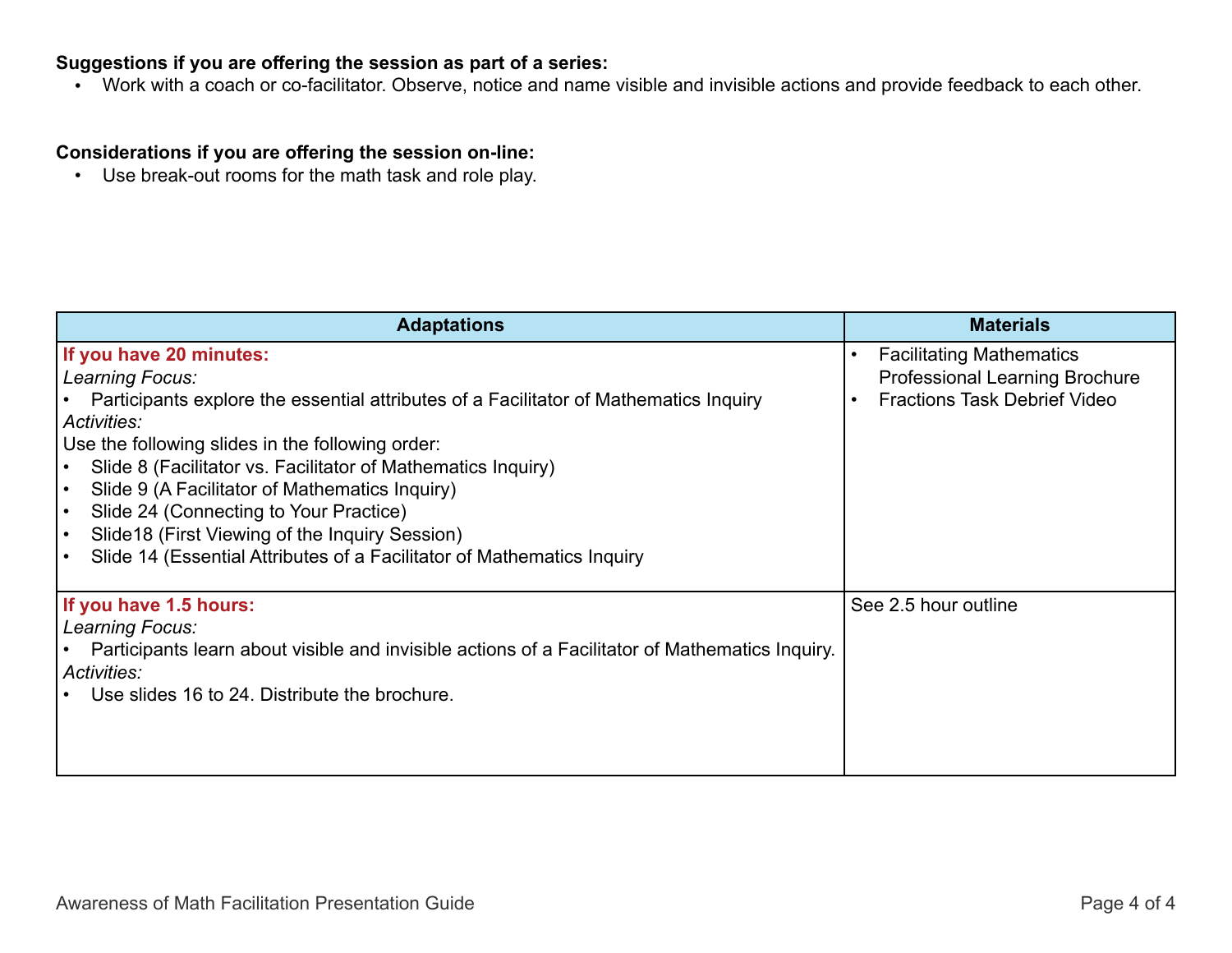**Suggestions if you are offering the session as part of a series:**

- Work with a coach or co-facilitator. Observe, notice and name visible and invisible actions and provide feedback to each other.

**Considerations if you are offering the session on-line:**

- Use break-out rooms for the math task and role play.

| Adaptations | Materials |
|---|---|
| **If you have 20 minutes:**<br>*Learning Focus:*<br>• Participants explore the essential attributes of a Facilitator of Mathematics Inquiry<br>*Activities:*<br>Use the following slides in the following order:<br>• Slide 8 (Facilitator vs. Facilitator of Mathematics Inquiry)<br>• Slide 9 (A Facilitator of Mathematics Inquiry)<br>• Slide 24 (Connecting to Your Practice)<br>• Slide18 (First Viewing of the Inquiry Session)<br>• Slide 14 (Essential Attributes of a Facilitator of Mathematics Inquiry | • Facilitating Mathematics Professional Learning Brochure<br>• Fractions Task Debrief Video |
| **If you have 1.5 hours:**<br>*Learning Focus:*<br>• Participants learn about visible and invisible actions of a Facilitator of Mathematics Inquiry.<br>*Activities:*<br>• Use slides 16 to 24. Distribute the brochure. | See 2.5 hour outline |